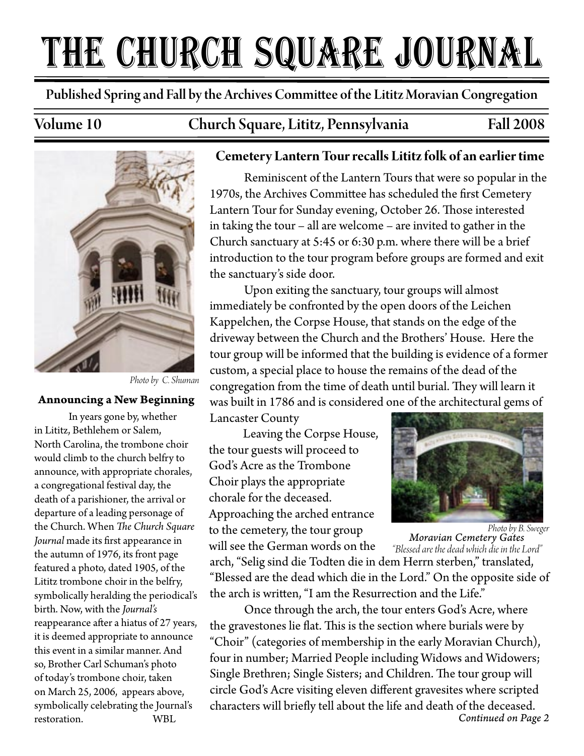# THE CHURCH SQUARE JOURNAL

**Published Spring and Fall by the Archives Committee of the Lititz Moravian Congregation**

**Volume 10 — Church Square, Lititz, Pennsylvania — Fall 2008**

*Photo by C. Shuman*

### Announcing a New Beginning

In years gone by, whether in Lititz, Bethlehem or Salem, North Carolina, the trombone choir would climb to the church belfry to announce, with appropriate chorales, a congregational festival day, the death of a parishioner, the arrival or departure of a leading personage of the Church. When *The Church Square Journal* made its first appearance in the autumn of 1976, its front page featured a photo, dated 1905, of the Lititz trombone choir in the belfry, symbolically heralding the periodical's birth. Now, with the *Journal's* reappearance after a hiatus of 27 years, it is deemed appropriate to announce this event in a similar manner. And so, Brother Carl Schuman's photo of today's trombone choir, taken on March 25, 2006, appears above, symbolically celebrating the Journal's restoration. WBL

### Cemetery Lantern Tour recalls Lititz folk of an earlier time

Reminiscent of the Lantern Tours that were so popular in the 1970s, the Archives Committee has scheduled the first Cemetery Lantern Tour for Sunday evening, October 26. Those interested in taking the tour – all are welcome – are invited to gather in the Church sanctuary at 5:45 or 6:30 p.m. where there will be a brief introduction to the tour program before groups are formed and exit the sanctuary's side door.

Upon exiting the sanctuary, tour groups will almost immediately be confronted by the open doors of the Leichen Kappelchen, the Corpse House, that stands on the edge of the driveway between the Church and the Brothers' House. Here the tour group will be informed that the building is evidence of a former custom, a special place to house the remains of the dead of the congregation from the time of death until burial. They will learn it was built in 1786 and is considered one of the architectural gems of Lancaster County

Leaving the Corpse House, the tour guests will proceed to God's Acre as the Trombone Choir plays the appropriate chorale for the deceased. Approaching the arched entrance to the cemetery, the tour group will see the German words on the arch, "Selig sind die Todten die in dem Herrn sterben," translated, "Blessed are the dead which die in the Lord." On the opposite side of the arch is written, "I am the Resurrection and the Life."

*Photo by B. Sweger*
**Moravian Cemetery Gates**
*"Blessed are the dead which die in the Lord"*

Once through the arch, the tour enters God's Acre, where the gravestones lie flat. This is the section where burials were by "Choir" (categories of membership in the early Moravian Church), four in number; Married People including Widows and Widowers; Single Brethren; Single Sisters; and Children. The tour group will circle God's Acre visiting eleven different gravesites where scripted characters will briefly tell about the life and death of the deceased.

*Continued on Page 2*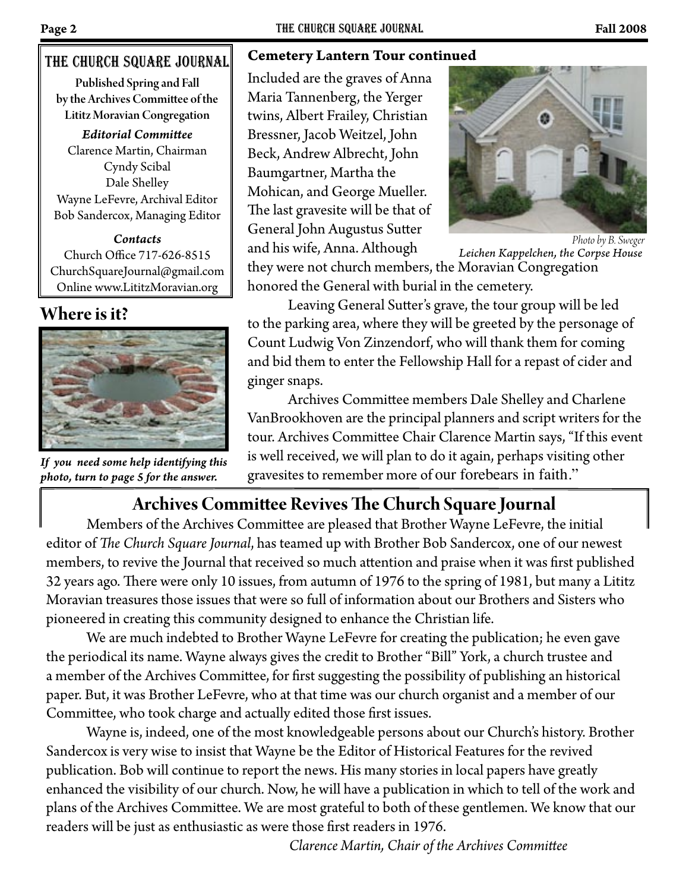## The Church Square Journal

**Published Spring and Fall by the Archives Committee of the Lititz Moravian Congregation**

***Editorial Committee***
Clarence Martin, Chairman
Cyndy Scibal
Dale Shelley
Wayne LeFevre, Archival Editor
Bob Sandercox, Managing Editor

***Contacts***
Church Office 717-626-8515
ChurchSquareJournal@gmail.com
Online www.LititzMoravian.org

## Where is it?

***If you need some help identifying this photo, turn to page 5 for the answer.***

### Cemetery Lantern Tour continued

Included are the graves of Anna Maria Tannenberg, the Yerger twins, Albert Frailey, Christian Bressner, Jacob Weitzel, John Beck, Andrew Albrecht, John Baumgartner, Martha the Mohican, and George Mueller. The last gravesite will be that of General John Augustus Sutter and his wife, Anna. Although they were not church members, the Moravian Congregation honored the General with burial in the cemetery.

*Photo by B. Sweger*
***Leichen Kappelchen, the Corpse House***

Leaving General Sutter's grave, the tour group will be led to the parking area, where they will be greeted by the personage of Count Ludwig Von Zinzendorf, who will thank them for coming and bid them to enter the Fellowship Hall for a repast of cider and ginger snaps.

Archives Committee members Dale Shelley and Charlene VanBrookhoven are the principal planners and script writers for the tour. Archives Committee Chair Clarence Martin says, "If this event is well received, we will plan to do it again, perhaps visiting other gravesites to remember more of our forebears in faith."

## Archives Committee Revives The Church Square Journal

Members of the Archives Committee are pleased that Brother Wayne LeFevre, the initial editor of *The Church Square Journal*, has teamed up with Brother Bob Sandercox, one of our newest members, to revive the Journal that received so much attention and praise when it was first published 32 years ago. There were only 10 issues, from autumn of 1976 to the spring of 1981, but many a Lititz Moravian treasures those issues that were so full of information about our Brothers and Sisters who pioneered in creating this community designed to enhance the Christian life.

We are much indebted to Brother Wayne LeFevre for creating the publication; he even gave the periodical its name. Wayne always gives the credit to Brother "Bill" York, a church trustee and a member of the Archives Committee, for first suggesting the possibility of publishing an historical paper. But, it was Brother LeFevre, who at that time was our church organist and a member of our Committee, who took charge and actually edited those first issues.

Wayne is, indeed, one of the most knowledgeable persons about our Church's history. Brother Sandercox is very wise to insist that Wayne be the Editor of Historical Features for the revived publication. Bob will continue to report the news. His many stories in local papers have greatly enhanced the visibility of our church. Now, he will have a publication in which to tell of the work and plans of the Archives Committee. We are most grateful to both of these gentlemen. We know that our readers will be just as enthusiastic as were those first readers in 1976.

*Clarence Martin, Chair of the Archives Committee*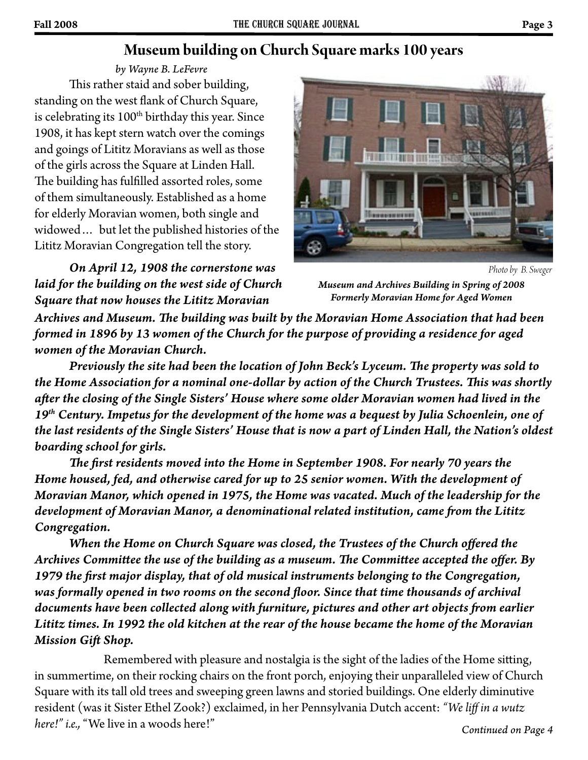## Museum building on Church Square marks 100 years

*by Wayne B. LeFevre*

This rather staid and sober building, standing on the west flank of Church Square, is celebrating its 100th birthday this year. Since 1908, it has kept stern watch over the comings and goings of Lititz Moravians as well as those of the girls across the Square at Linden Hall. The building has fulfilled assorted roles, some of them simultaneously. Established as a home for elderly Moravian women, both single and widowed… but let the published histories of the Lititz Moravian Congregation tell the story.

Photo by B. Sweger

***Museum and Archives Building in Spring of 2008***
***Formerly Moravian Home for Aged Women***

***On April 12, 1908 the cornerstone was laid for the building on the west side of Church Square that now houses the Lititz Moravian Archives and Museum. The building was built by the Moravian Home Association that had been formed in 1896 by 13 women of the Church for the purpose of providing a residence for aged women of the Moravian Church.***

***Previously the site had been the location of John Beck's Lyceum. The property was sold to the Home Association for a nominal one-dollar by action of the Church Trustees. This was shortly after the closing of the Single Sisters' House where some older Moravian women had lived in the 19th Century. Impetus for the development of the home was a bequest by Julia Schoenlein, one of the last residents of the Single Sisters' House that is now a part of Linden Hall, the Nation's oldest boarding school for girls.***

***The first residents moved into the Home in September 1908. For nearly 70 years the Home housed, fed, and otherwise cared for up to 25 senior women. With the development of Moravian Manor, which opened in 1975, the Home was vacated. Much of the leadership for the development of Moravian Manor, a denominational related institution, came from the Lititz Congregation.***

***When the Home on Church Square was closed, the Trustees of the Church offered the Archives Committee the use of the building as a museum. The Committee accepted the offer. By 1979 the first major display, that of old musical instruments belonging to the Congregation, was formally opened in two rooms on the second floor. Since that time thousands of archival documents have been collected along with furniture, pictures and other art objects from earlier Lititz times. In 1992 the old kitchen at the rear of the house became the home of the Moravian Mission Gift Shop.***

Remembered with pleasure and nostalgia is the sight of the ladies of the Home sitting, in summertime, on their rocking chairs on the front porch, enjoying their unparalleled view of Church Square with its tall old trees and sweeping green lawns and storied buildings. One elderly diminutive resident (was it Sister Ethel Zook?) exclaimed, in her Pennsylvania Dutch accent: *"We liff in a wutz here!" i.e.,* "We live in a woods here!"

*Continued on Page 4*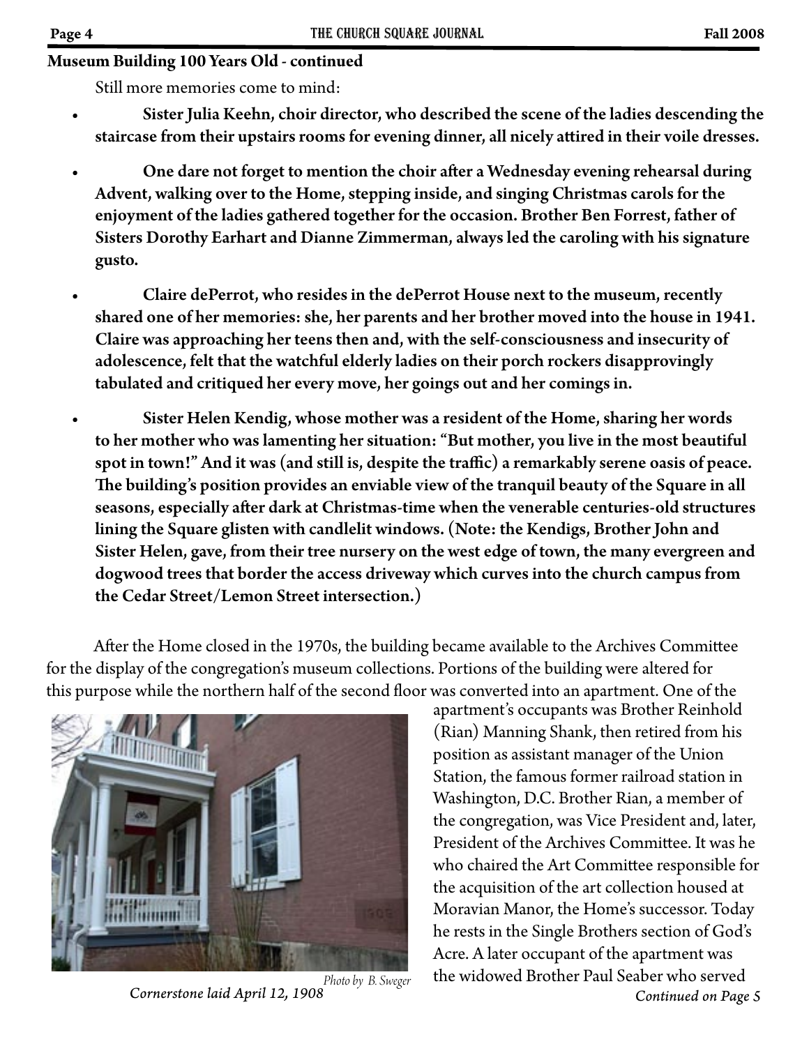## Museum Building 100 Years Old - continued

Still more memories come to mind:

- **Sister Julia Keehn, choir director, who described the scene of the ladies descending the staircase from their upstairs rooms for evening dinner, all nicely attired in their voile dresses.**

- **One dare not forget to mention the choir after a Wednesday evening rehearsal during Advent, walking over to the Home, stepping inside, and singing Christmas carols for the enjoyment of the ladies gathered together for the occasion. Brother Ben Forrest, father of Sisters Dorothy Earhart and Dianne Zimmerman, always led the caroling with his signature gusto.**

- **Claire dePerrot, who resides in the dePerrot House next to the museum, recently shared one of her memories: she, her parents and her brother moved into the house in 1941. Claire was approaching her teens then and, with the self-consciousness and insecurity of adolescence, felt that the watchful elderly ladies on their porch rockers disapprovingly tabulated and critiqued her every move, her goings out and her comings in.**

- **Sister Helen Kendig, whose mother was a resident of the Home, sharing her words to her mother who was lamenting her situation: "But mother, you live in the most beautiful spot in town!" And it was (and still is, despite the traffic) a remarkably serene oasis of peace. The building's position provides an enviable view of the tranquil beauty of the Square in all seasons, especially after dark at Christmas-time when the venerable centuries-old structures lining the Square glisten with candlelit windows. (Note: the Kendigs, Brother John and Sister Helen, gave, from their tree nursery on the west edge of town, the many evergreen and dogwood trees that border the access driveway which curves into the church campus from the Cedar Street/Lemon Street intersection.)**

After the Home closed in the 1970s, the building became available to the Archives Committee for the display of the congregation's museum collections. Portions of the building were altered for this purpose while the northern half of the second floor was converted into an apartment. One of the apartment's occupants was Brother Reinhold (Rian) Manning Shank, then retired from his position as assistant manager of the Union Station, the famous former railroad station in Washington, D.C. Brother Rian, a member of the congregation, was Vice President and, later, President of the Archives Committee. It was he who chaired the Art Committee responsible for the acquisition of the art collection housed at Moravian Manor, the Home's successor. Today he rests in the Single Brothers section of God's Acre. A later occupant of the apartment was the widowed Brother Paul Seaber who served

*Photo by B. Sweger*

*Cornerstone laid April 12, 1908*

*Continued on Page 5*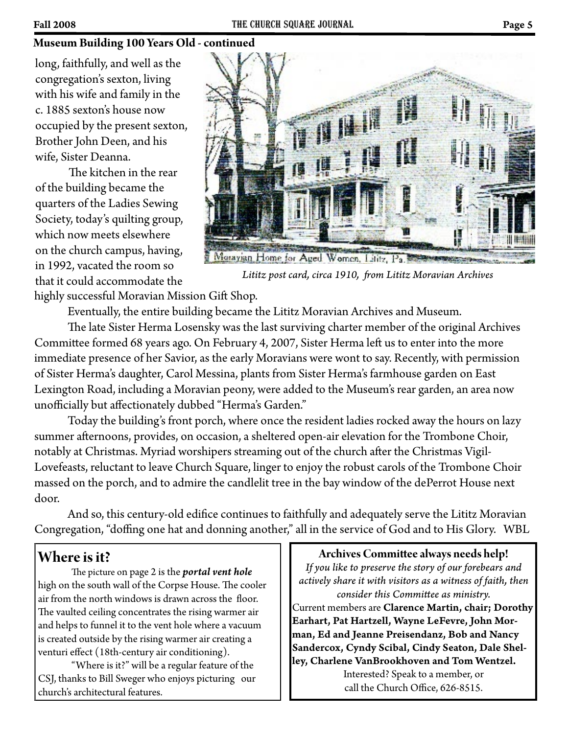## Museum Building 100 Years Old - continued

long, faithfully, and well as the congregation's sexton, living with his wife and family in the c. 1885 sexton's house now occupied by the present sexton, Brother John Deen, and his wife, Sister Deanna.

The kitchen in the rear of the building became the quarters of the Ladies Sewing Society, today's quilting group, which now meets elsewhere on the church campus, having, in 1992, vacated the room so that it could accommodate the highly successful Moravian Mission Gift Shop.

Moravian Home for Aged Women, Lititz, Pa.

*Lititz post card, circa 1910, from Lititz Moravian Archives*

Eventually, the entire building became the Lititz Moravian Archives and Museum.

The late Sister Herma Losensky was the last surviving charter member of the original Archives Committee formed 68 years ago. On February 4, 2007, Sister Herma left us to enter into the more immediate presence of her Savior, as the early Moravians were wont to say. Recently, with permission of Sister Herma's daughter, Carol Messina, plants from Sister Herma's farmhouse garden on East Lexington Road, including a Moravian peony, were added to the Museum's rear garden, an area now unofficially but affectionately dubbed "Herma's Garden."

Today the building's front porch, where once the resident ladies rocked away the hours on lazy summer afternoons, provides, on occasion, a sheltered open-air elevation for the Trombone Choir, notably at Christmas. Myriad worshipers streaming out of the church after the Christmas Vigil-Lovefeasts, reluctant to leave Church Square, linger to enjoy the robust carols of the Trombone Choir massed on the porch, and to admire the candlelit tree in the bay window of the dePerrot House next door.

And so, this century-old edifice continues to faithfully and adequately serve the Lititz Moravian Congregation, "doffing one hat and donning another," all in the service of God and to His Glory. WBL

## Where is it?

The picture on page 2 is the ***portal vent hole*** high on the south wall of the Corpse House. The cooler air from the north windows is drawn across the floor. The vaulted ceiling concentrates the rising warmer air and helps to funnel it to the vent hole where a vacuum is created outside by the rising warmer air creating a venturi effect (18th-century air conditioning).

"Where is it?" will be a regular feature of the CSJ, thanks to Bill Sweger who enjoys picturing our church's architectural features.

**Archives Committee always needs help!**

*If you like to preserve the story of our forebears and actively share it with visitors as a witness of faith, then consider this Committee as ministry.*

Current members are **Clarence Martin, chair; Dorothy Earhart, Pat Hartzell, Wayne LeFevre, John Morman, Ed and Jeanne Preisendanz, Bob and Nancy Sandercox, Cyndy Scibal, Cindy Seaton, Dale Shelley, Charlene VanBrookhoven and Tom Wentzel.**

Interested? Speak to a member, or call the Church Office, 626-8515.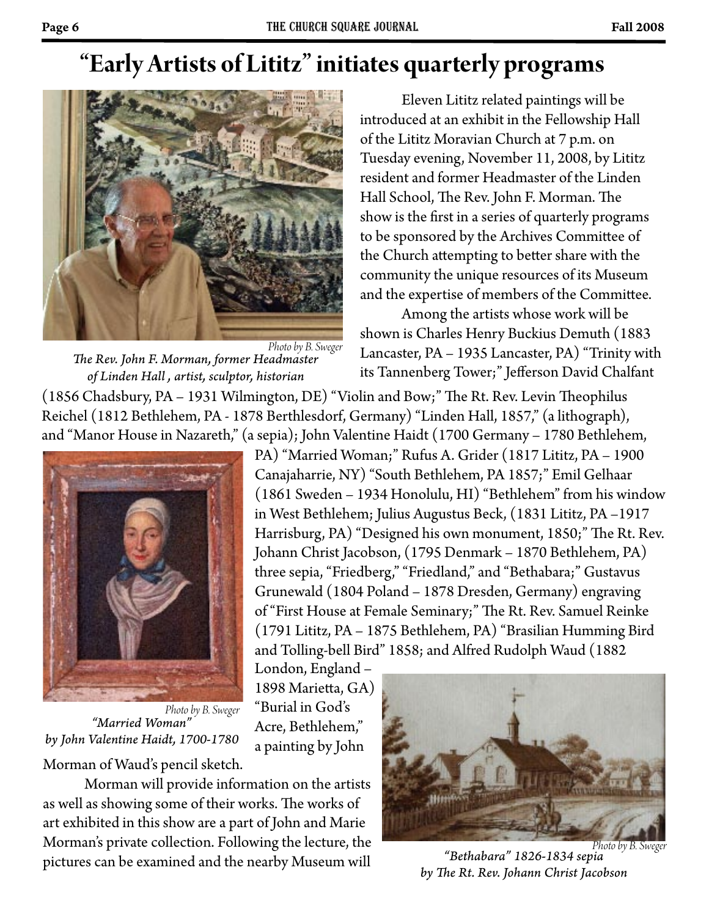# "Early Artists of Lititz" initiates quarterly programs

Photo by B. Sweger

*The Rev. John F. Morman, former Headmaster of Linden Hall , artist, sculptor, historian*

Eleven Lititz related paintings will be introduced at an exhibit in the Fellowship Hall of the Lititz Moravian Church at 7 p.m. on Tuesday evening, November 11, 2008, by Lititz resident and former Headmaster of the Linden Hall School, The Rev. John F. Morman. The show is the first in a series of quarterly programs to be sponsored by the Archives Committee of the Church attempting to better share with the community the unique resources of its Museum and the expertise of members of the Committee.

Among the artists whose work will be shown is Charles Henry Buckius Demuth (1883 Lancaster, PA – 1935 Lancaster, PA) "Trinity with its Tannenberg Tower;" Jefferson David Chalfant (1856 Chadsbury, PA – 1931 Wilmington, DE) "Violin and Bow;" The Rt. Rev. Levin Theophilus Reichel (1812 Bethlehem, PA - 1878 Berthlesdorf, Germany) "Linden Hall, 1857," (a lithograph), and "Manor House in Nazareth," (a sepia); John Valentine Haidt (1700 Germany – 1780 Bethlehem, PA) "Married Woman;" Rufus A. Grider (1817 Lititz, PA – 1900 Canajaharrie, NY) "South Bethlehem, PA 1857;" Emil Gelhaar (1861 Sweden – 1934 Honolulu, HI) "Bethlehem" from his window in West Bethlehem; Julius Augustus Beck, (1831 Lititz, PA –1917 Harrisburg, PA) "Designed his own monument, 1850;" The Rt. Rev. Johann Christ Jacobson, (1795 Denmark – 1870 Bethlehem, PA) three sepia, "Friedberg," "Friedland," and "Bethabara;" Gustavus Grunewald (1804 Poland – 1878 Dresden, Germany) engraving of "First House at Female Seminary;" The Rt. Rev. Samuel Reinke (1791 Lititz, PA – 1875 Bethlehem, PA) "Brasilian Humming Bird and Tolling-bell Bird" 1858; and Alfred Rudolph Waud (1882 London, England – 1898 Marietta, GA) "Burial in God's Acre, Bethlehem," a painting by John Morman of Waud's pencil sketch.

Photo by B. Sweger

*"Married Woman" by John Valentine Haidt, 1700-1780*

Morman will provide information on the artists as well as showing some of their works. The works of art exhibited in this show are a part of John and Marie Morman's private collection. Following the lecture, the pictures can be examined and the nearby Museum will

Photo by B. Sweger

*"Bethabara" 1826-1834 sepia by The Rt. Rev. Johann Christ Jacobson*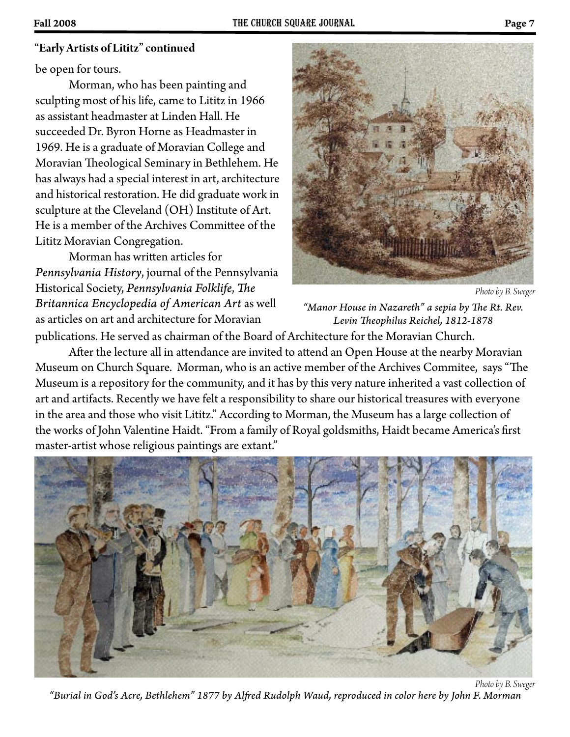**"Early Artists of Lititz" continued**

be open for tours.

Morman, who has been painting and sculpting most of his life, came to Lititz in 1966 as assistant headmaster at Linden Hall. He succeeded Dr. Byron Horne as Headmaster in 1969. He is a graduate of Moravian College and Moravian Theological Seminary in Bethlehem. He has always had a special interest in art, architecture and historical restoration. He did graduate work in sculpture at the Cleveland (OH) Institute of Art. He is a member of the Archives Committee of the Lititz Moravian Congregation.

Morman has written articles for *Pennsylvania History*, journal of the Pennsylvania Historical Society, *Pennsylvania Folklife*, *The Britannica Encyclopedia of American Art* as well as articles on art and architecture for Moravian publications. He served as chairman of the Board of Architecture for the Moravian Church.

Photo by B. Sweger

*"Manor House in Nazareth" a sepia by The Rt. Rev. Levin Theophilus Reichel, 1812-1878*

After the lecture all in attendance are invited to attend an Open House at the nearby Moravian Museum on Church Square. Morman, who is an active member of the Archives Commitee, says "The Museum is a repository for the community, and it has by this very nature inherited a vast collection of art and artifacts. Recently we have felt a responsibility to share our historical treasures with everyone in the area and those who visit Lititz." According to Morman, the Museum has a large collection of the works of John Valentine Haidt. "From a family of Royal goldsmiths, Haidt became America's first master-artist whose religious paintings are extant."

Photo by B. Sweger

*"Burial in God's Acre, Bethlehem" 1877 by Alfred Rudolph Waud, reproduced in color here by John F. Morman*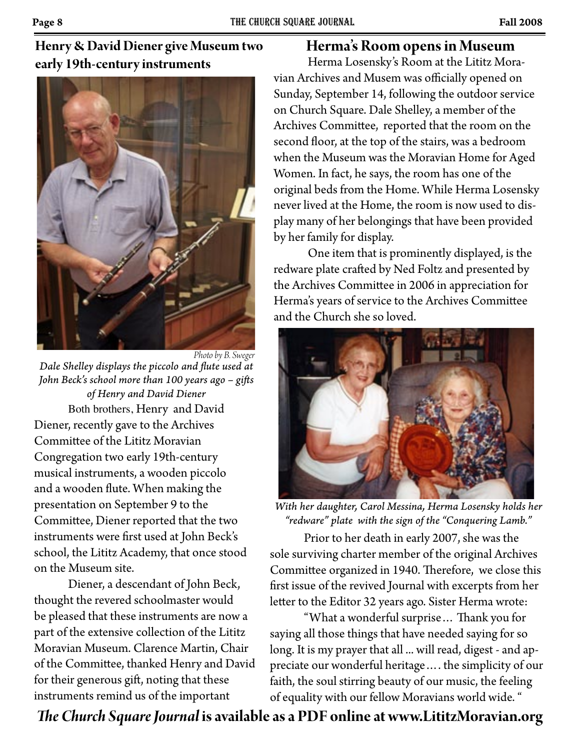## Henry & David Diener give Museum two early 19th-century instruments

*Photo by B. Sweger*

*Dale Shelley displays the piccolo and flute used at John Beck's school more than 100 years ago – gifts of Henry and David Diener*

Both brothers, Henry and David Diener, recently gave to the Archives Committee of the Lititz Moravian Congregation two early 19th-century musical instruments, a wooden piccolo and a wooden flute. When making the presentation on September 9 to the Committee, Diener reported that the two instruments were first used at John Beck's school, the Lititz Academy, that once stood on the Museum site.

Diener, a descendant of John Beck, thought the revered schoolmaster would be pleased that these instruments are now a part of the extensive collection of the Lititz Moravian Museum. Clarence Martin, Chair of the Committee, thanked Henry and David for their generous gift, noting that these instruments remind us of the important

## Herma's Room opens in Museum

Herma Losensky's Room at the Lititz Moravian Archives and Musem was officially opened on Sunday, September 14, following the outdoor service on Church Square. Dale Shelley, a member of the Archives Committee, reported that the room on the second floor, at the top of the stairs, was a bedroom when the Museum was the Moravian Home for Aged Women. In fact, he says, the room has one of the original beds from the Home. While Herma Losensky never lived at the Home, the room is now used to display many of her belongings that have been provided by her family for display.

One item that is prominently displayed, is the redware plate crafted by Ned Foltz and presented by the Archives Committee in 2006 in appreciation for Herma's years of service to the Archives Committee and the Church she so loved.

*With her daughter, Carol Messina, Herma Losensky holds her "redware" plate with the sign of the "Conquering Lamb."*

Prior to her death in early 2007, she was the sole surviving charter member of the original Archives Committee organized in 1940. Therefore, we close this first issue of the revived Journal with excerpts from her letter to the Editor 32 years ago. Sister Herma wrote:

"What a wonderful surprise… Thank you for saying all those things that have needed saying for so long. It is my prayer that all ... will read, digest - and appreciate our wonderful heritage…. the simplicity of our faith, the soul stirring beauty of our music, the feeling of equality with our fellow Moravians world wide. "

***The Church Square Journal*** **is available as a PDF online at www.LititzMoravian.org**